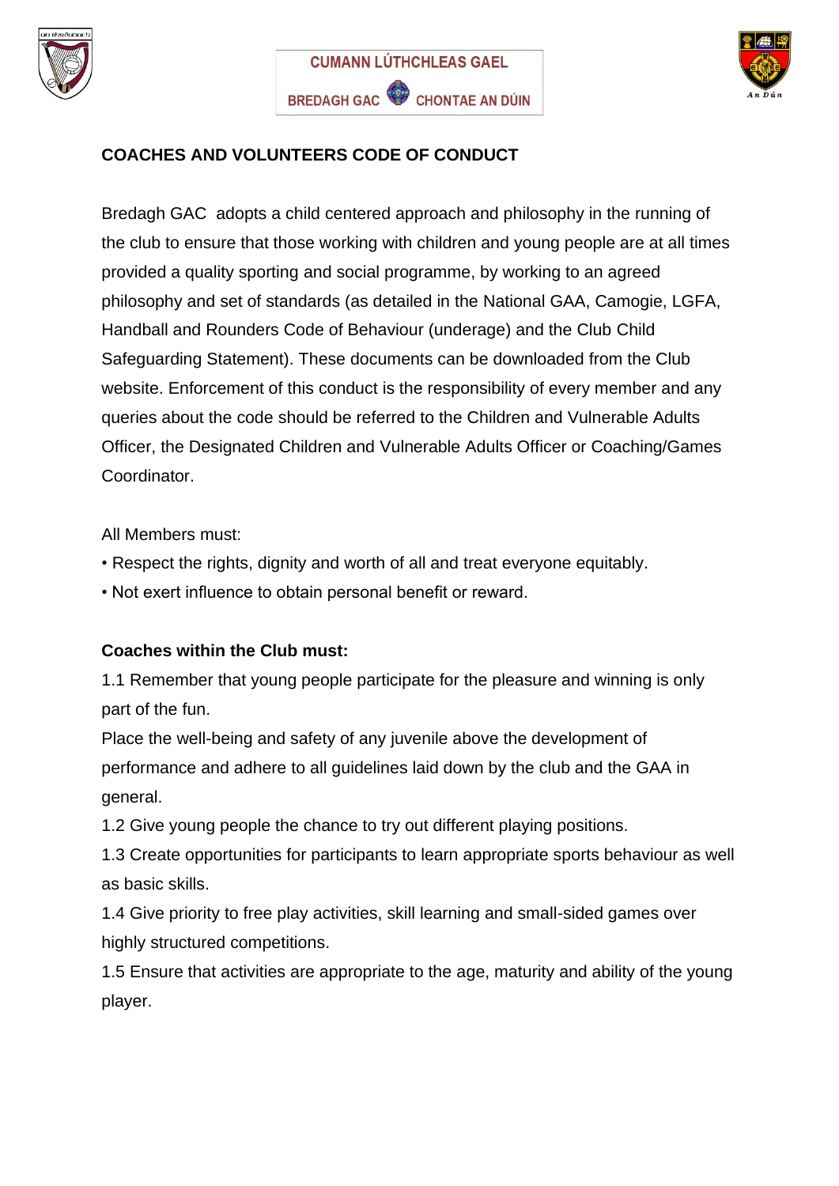CUMANN LÚTHCHLEAS GAEL

BREDAGH GAC CHONTAE AN DÚIN

## COACHES AND VOLUNTEERS CODE OF CONDUCT

Bredagh GAC adopts a child centered approach and philosophy in the running of the club to ensure that those working with children and young people are at all times provided a quality sporting and social programme, by working to an agreed philosophy and set of standards (as detailed in the National GAA, Camogie, LGFA, Handball and Rounders Code of Behaviour (underage) and the Club Child Safeguarding Statement). These documents can be downloaded from the Club website. Enforcement of this conduct is the responsibility of every member and any queries about the code should be referred to the Children and Vulnerable Adults Officer, the Designated Children and Vulnerable Adults Officer or Coaching/Games Coordinator.

All Members must:

- Respect the rights, dignity and worth of all and treat everyone equitably.
- Not exert influence to obtain personal benefit or reward.

**Coaches within the Club must:**

1.1 Remember that young people participate for the pleasure and winning is only part of the fun.

Place the well-being and safety of any juvenile above the development of performance and adhere to all guidelines laid down by the club and the GAA in general.

1.2 Give young people the chance to try out different playing positions.

1.3 Create opportunities for participants to learn appropriate sports behaviour as well as basic skills.

1.4 Give priority to free play activities, skill learning and small-sided games over highly structured competitions.

1.5 Ensure that activities are appropriate to the age, maturity and ability of the young player.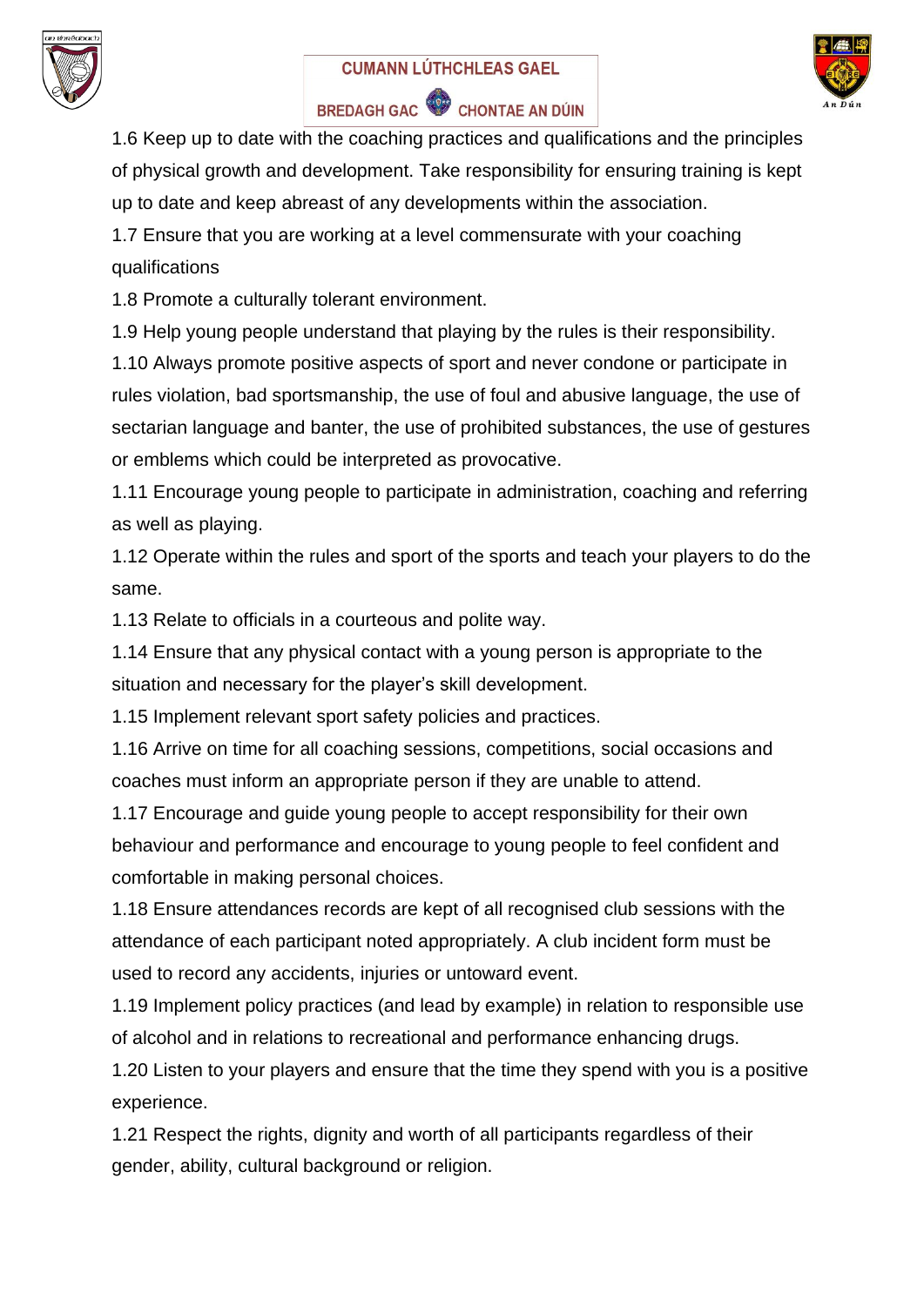1.6 Keep up to date with the coaching practices and qualifications and the principles of physical growth and development. Take responsibility for ensuring training is kept up to date and keep abreast of any developments within the association.

1.7 Ensure that you are working at a level commensurate with your coaching qualifications

1.8 Promote a culturally tolerant environment.

1.9 Help young people understand that playing by the rules is their responsibility.

1.10 Always promote positive aspects of sport and never condone or participate in rules violation, bad sportsmanship, the use of foul and abusive language, the use of sectarian language and banter, the use of prohibited substances, the use of gestures or emblems which could be interpreted as provocative.

1.11 Encourage young people to participate in administration, coaching and referring as well as playing.

1.12 Operate within the rules and sport of the sports and teach your players to do the same.

1.13 Relate to officials in a courteous and polite way.

1.14 Ensure that any physical contact with a young person is appropriate to the situation and necessary for the player's skill development.

1.15 Implement relevant sport safety policies and practices.

1.16 Arrive on time for all coaching sessions, competitions, social occasions and coaches must inform an appropriate person if they are unable to attend.

1.17 Encourage and guide young people to accept responsibility for their own behaviour and performance and encourage to young people to feel confident and comfortable in making personal choices.

1.18 Ensure attendances records are kept of all recognised club sessions with the attendance of each participant noted appropriately. A club incident form must be used to record any accidents, injuries or untoward event.

1.19 Implement policy practices (and lead by example) in relation to responsible use of alcohol and in relations to recreational and performance enhancing drugs.

1.20 Listen to your players and ensure that the time they spend with you is a positive experience.

1.21 Respect the rights, dignity and worth of all participants regardless of their gender, ability, cultural background or religion.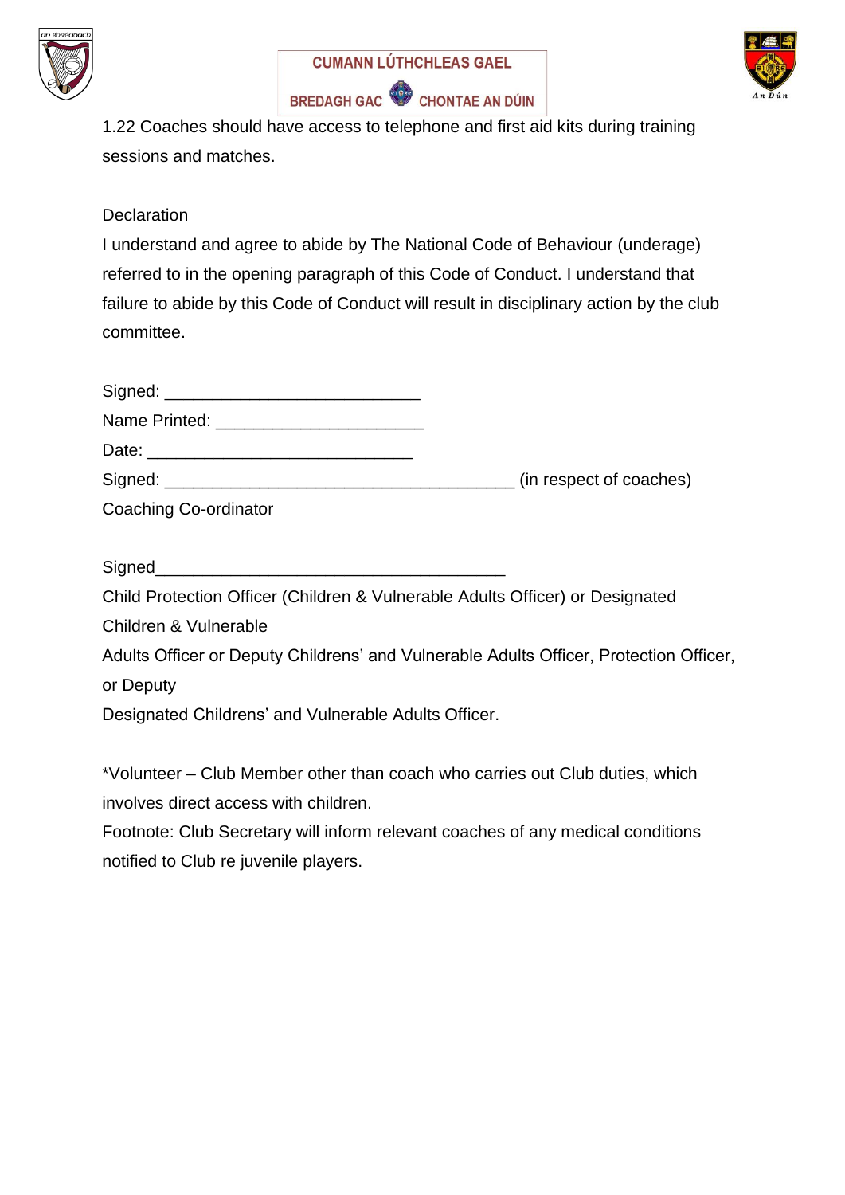1.22 Coaches should have access to telephone and first aid kits during training sessions and matches.

Declaration

I understand and agree to abide by The National Code of Behaviour (underage) referred to in the opening paragraph of this Code of Conduct. I understand that failure to abide by this Code of Conduct will result in disciplinary action by the club committee.

Signed: ___________________________

Name Printed: ______________________

Date: ____________________________

Signed: _____________________________________ (in respect of coaches)

Coaching Co-ordinator

Signed_____________________________________

Child Protection Officer (Children & Vulnerable Adults Officer) or Designated Children & Vulnerable

Adults Officer or Deputy Childrens' and Vulnerable Adults Officer, Protection Officer, or Deputy

Designated Childrens' and Vulnerable Adults Officer.

*Volunteer – Club Member other than coach who carries out Club duties, which involves direct access with children.

Footnote: Club Secretary will inform relevant coaches of any medical conditions notified to Club re juvenile players.